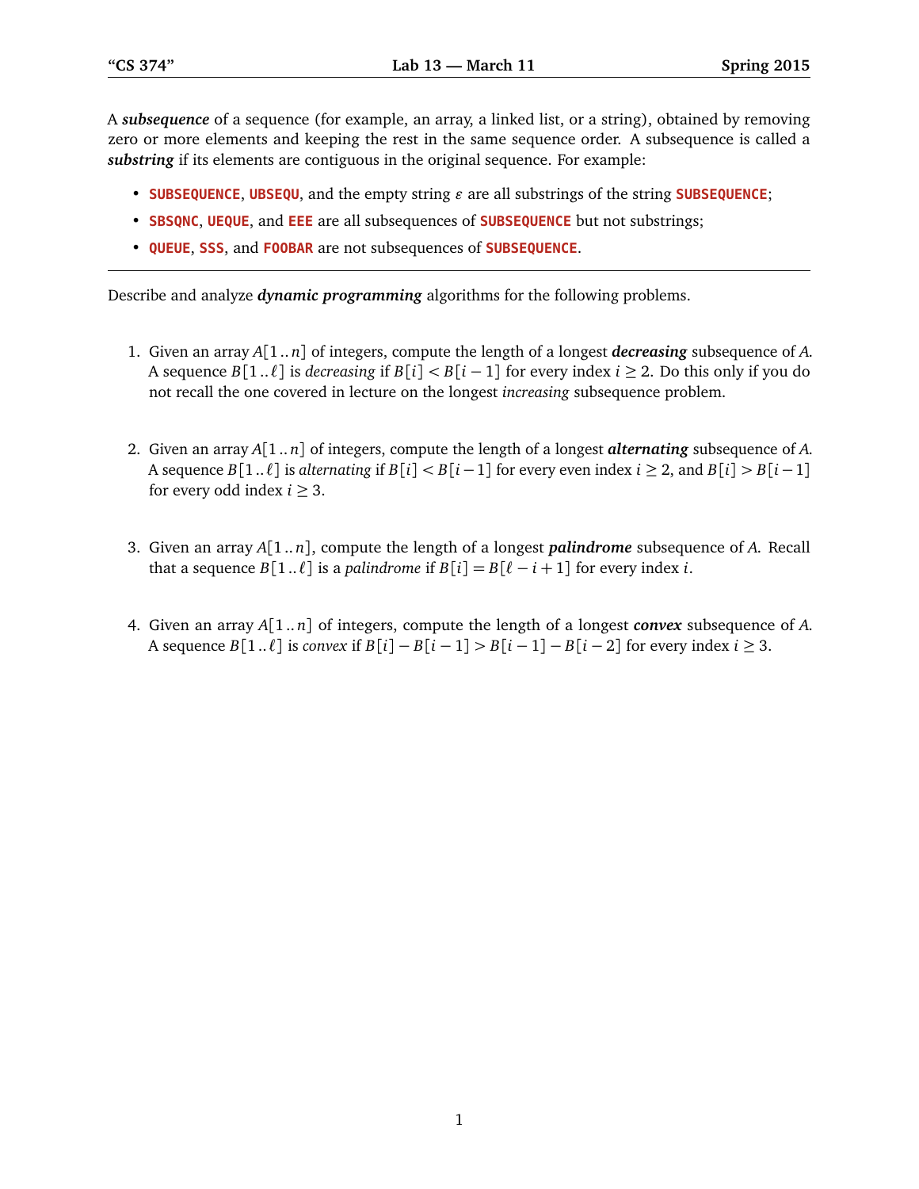A ***subsequence*** of a sequence (for example, an array, a linked list, or a string), obtained by removing zero or more elements and keeping the rest in the same sequence order. A subsequence is called a ***substring*** if its elements are contiguous in the original sequence. For example:

- **SUBSEQUENCE**, **UBSEQU**, and the empty string $\varepsilon$ are all substrings of the string **SUBSEQUENCE**;
- **SBSQNC**, **UEQUE**, and **EEE** are all subsequences of **SUBSEQUENCE** but not substrings;
- **QUEUE**, **SSS**, and **FOOBAR** are not subsequences of **SUBSEQUENCE**.

---

Describe and analyze ***dynamic programming*** algorithms for the following problems.

1. Given an array $A[1..n]$ of integers, compute the length of a longest ***decreasing*** subsequence of $A$. A sequence $B[1..\ell]$ is *decreasing* if $B[i] < B[i-1]$ for every index $i \geq 2$. Do this only if you do not recall the one covered in lecture on the longest *increasing* subsequence problem.

2. Given an array $A[1..n]$ of integers, compute the length of a longest ***alternating*** subsequence of $A$. A sequence $B[1..\ell]$ is *alternating* if $B[i] < B[i-1]$ for every even index $i \geq 2$, and $B[i] > B[i-1]$ for every odd index $i \geq 3$.

3. Given an array $A[1..n]$, compute the length of a longest ***palindrome*** subsequence of $A$. Recall that a sequence $B[1..\ell]$ is a *palindrome* if $B[i] = B[\ell - i + 1]$ for every index $i$.

4. Given an array $A[1..n]$ of integers, compute the length of a longest ***convex*** subsequence of $A$. A sequence $B[1..\ell]$ is *convex* if $B[i] - B[i-1] > B[i-1] - B[i-2]$ for every index $i \geq 3$.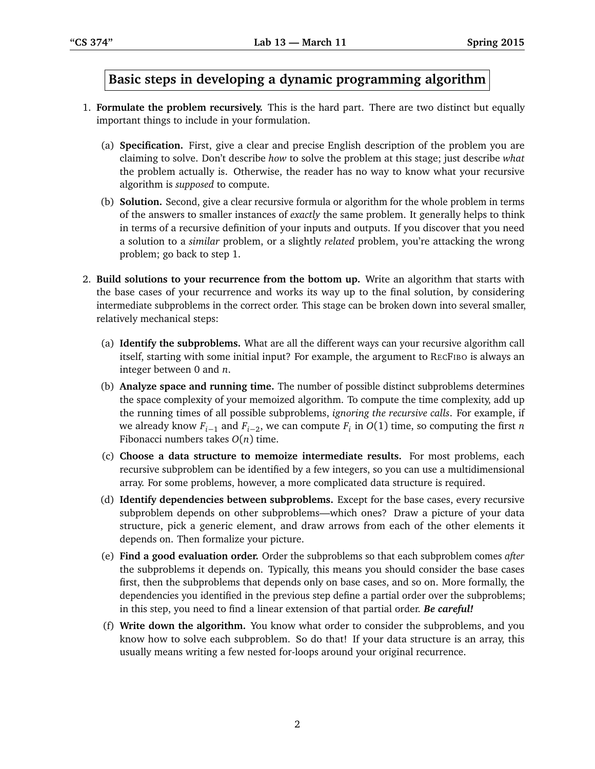## Basic steps in developing a dynamic programming algorithm

1. **Formulate the problem recursively.** This is the hard part. There are two distinct but equally important things to include in your formulation.

   (a) **Specification.** First, give a clear and precise English description of the problem you are claiming to solve. Don't describe *how* to solve the problem at this stage; just describe *what* the problem actually is. Otherwise, the reader has no way to know what your recursive algorithm is *supposed* to compute.

   (b) **Solution.** Second, give a clear recursive formula or algorithm for the whole problem in terms of the answers to smaller instances of *exactly* the same problem. It generally helps to think in terms of a recursive definition of your inputs and outputs. If you discover that you need a solution to a *similar* problem, or a slightly *related* problem, you're attacking the wrong problem; go back to step 1.

2. **Build solutions to your recurrence from the bottom up.** Write an algorithm that starts with the base cases of your recurrence and works its way up to the final solution, by considering intermediate subproblems in the correct order. This stage can be broken down into several smaller, relatively mechanical steps:

   (a) **Identify the subproblems.** What are all the different ways can your recursive algorithm call itself, starting with some initial input? For example, the argument to RecFibo is always an integer between 0 and $n$.

   (b) **Analyze space and running time.** The number of possible distinct subproblems determines the space complexity of your memoized algorithm. To compute the time complexity, add up the running times of all possible subproblems, *ignoring the recursive calls*. For example, if we already know $F_{i-1}$ and $F_{i-2}$, we can compute $F_i$ in $O(1)$ time, so computing the first $n$ Fibonacci numbers takes $O(n)$ time.

   (c) **Choose a data structure to memoize intermediate results.** For most problems, each recursive subproblem can be identified by a few integers, so you can use a multidimensional array. For some problems, however, a more complicated data structure is required.

   (d) **Identify dependencies between subproblems.** Except for the base cases, every recursive subproblem depends on other subproblems—which ones? Draw a picture of your data structure, pick a generic element, and draw arrows from each of the other elements it depends on. Then formalize your picture.

   (e) **Find a good evaluation order.** Order the subproblems so that each subproblem comes *after* the subproblems it depends on. Typically, this means you should consider the base cases first, then the subproblems that depends only on base cases, and so on. More formally, the dependencies you identified in the previous step define a partial order over the subproblems; in this step, you need to find a linear extension of that partial order. ***Be careful!***

   (f) **Write down the algorithm.** You know what order to consider the subproblems, and you know how to solve each subproblem. So do that! If your data structure is an array, this usually means writing a few nested for-loops around your original recurrence.